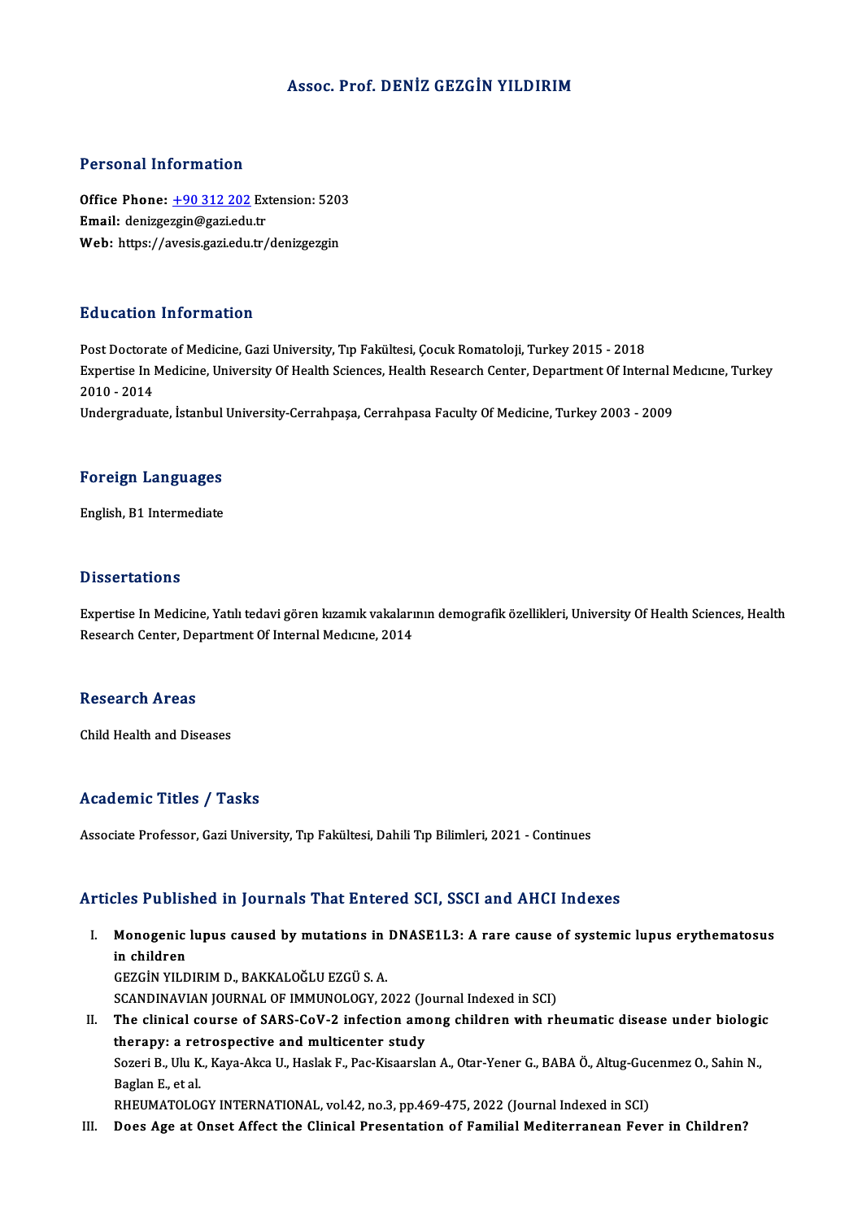# Assoc. Prof. DENİZ GEZGİN YILDIRIM

## Personal Information

**Office Phone:** +90 312 202 Extension: 5203
**Email:** denizgezgin@gazi.edu.tr
**Web:** https://avesis.gazi.edu.tr/denizgezgin

## Education Information

Post Doctorate of Medicine, Gazi University, Tıp Fakültesi, Çocuk Romatoloji, Turkey 2015 - 2018
Expertise In Medicine, University Of Health Sciences, Health Research Center, Department Of Internal Medıcıne, Turkey 2010 - 2014
Undergraduate, İstanbul University-Cerrahpaşa, Cerrahpasa Faculty Of Medicine, Turkey 2003 - 2009

## Foreign Languages

English, B1 Intermediate

## Dissertations

Expertise In Medicine, Yatılı tedavi gören kızamık vakalarının demografik özellikleri, University Of Health Sciences, Health Research Center, Department Of Internal Medıcıne, 2014

## Research Areas

Child Health and Diseases

## Academic Titles / Tasks

Associate Professor, Gazi University, Tıp Fakültesi, Dahili Tıp Bilimleri, 2021 - Continues

## Articles Published in Journals That Entered SCI, SSCI and AHCI Indexes

I. **Monogenic lupus caused by mutations in DNASE1L3: A rare cause of systemic lupus erythematosus in children**
GEZGİN YILDIRIM D., BAKKALOĞLU EZGÜ S. A.
SCANDINAVIAN JOURNAL OF IMMUNOLOGY, 2022 (Journal Indexed in SCI)

II. **The clinical course of SARS-CoV-2 infection among children with rheumatic disease under biologic therapy: a retrospective and multicenter study**
Sozeri B., Ulu K., Kaya-Akca U., Haslak F., Pac-Kisaarslan A., Otar-Yener G., BABA Ö., Altug-Gucenmez O., Sahin N., Baglan E., et al.
RHEUMATOLOGY INTERNATIONAL, vol.42, no.3, pp.469-475, 2022 (Journal Indexed in SCI)

III. **Does Age at Onset Affect the Clinical Presentation of Familial Mediterranean Fever in Children?**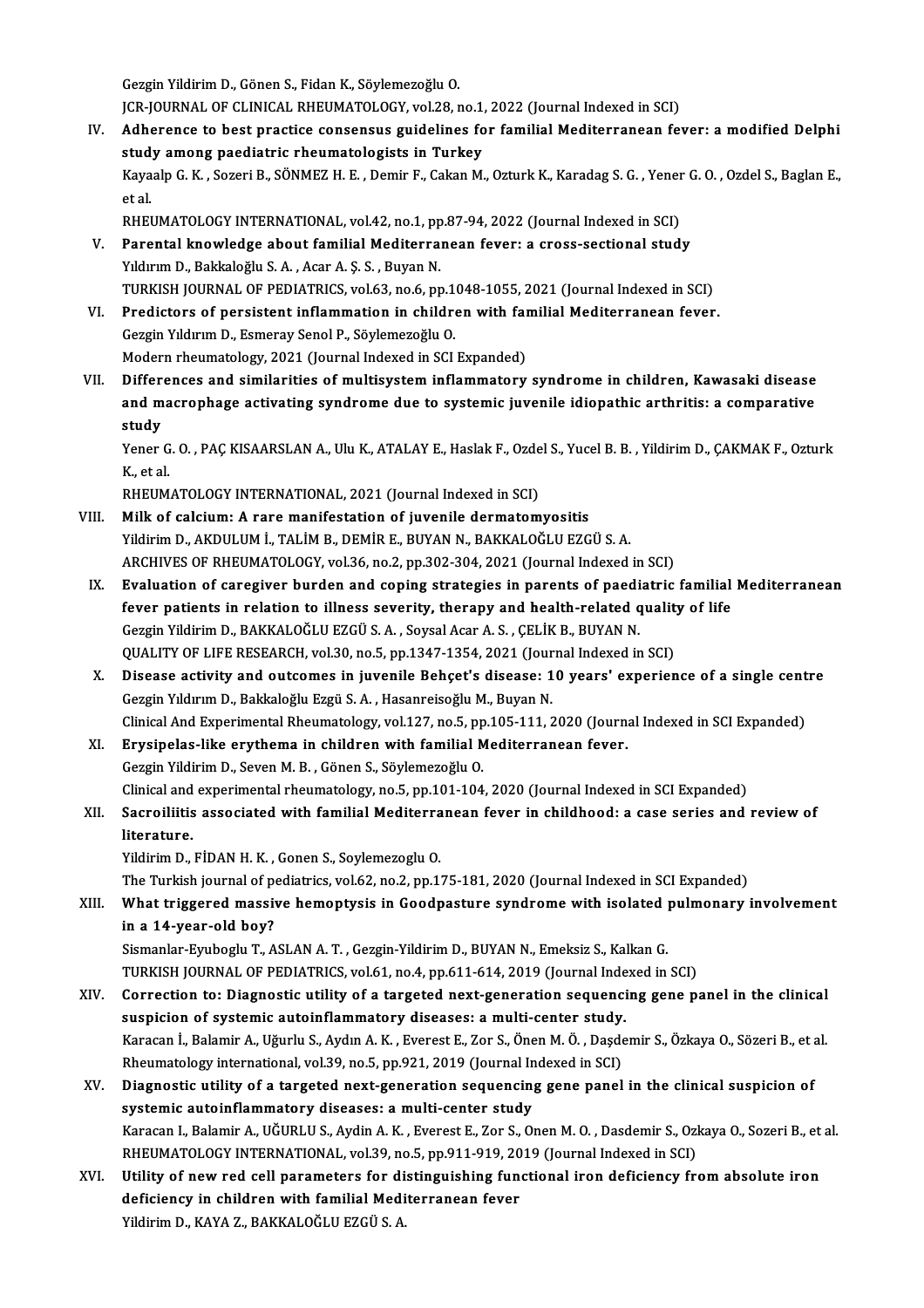Gezgin Yildirim D., Gönen S., Fidan K., Söylemezoğlu O.
JCR-JOURNAL OF CLINICAL RHEUMATOLOGY, vol.28, no.1, 2022 (Journal Indexed in SCI)

IV. **Adherence to best practice consensus guidelines for familial Mediterranean fever: a modified Delphi study among paediatric rheumatologists in Turkey**
Kayaalp G. K. , Sozeri B., SÖNMEZ H. E. , Demir F., Cakan M., Ozturk K., Karadag S. G. , Yener G. O. , Ozdel S., Baglan E., et al.
RHEUMATOLOGY INTERNATIONAL, vol.42, no.1, pp.87-94, 2022 (Journal Indexed in SCI)

V. **Parental knowledge about familial Mediterranean fever: a cross-sectional study**
Yıldırım D., Bakkaloğlu S. A. , Acar A. Ş. S. , Buyan N.
TURKISH JOURNAL OF PEDIATRICS, vol.63, no.6, pp.1048-1055, 2021 (Journal Indexed in SCI)

VI. **Predictors of persistent inflammation in children with familial Mediterranean fever.**
Gezgin Yıldırım D., Esmeray Senol P., Söylemezoğlu O.
Modern rheumatology, 2021 (Journal Indexed in SCI Expanded)

VII. **Differences and similarities of multisystem inflammatory syndrome in children, Kawasaki disease and macrophage activating syndrome due to systemic juvenile idiopathic arthritis: a comparative study**
Yener G. O. , PAÇ KISAARSLAN A., Ulu K., ATALAY E., Haslak F., Ozdel S., Yucel B. B. , Yildirim D., ÇAKMAK F., Ozturk K., et al.
RHEUMATOLOGY INTERNATIONAL, 2021 (Journal Indexed in SCI)

VIII. **Milk of calcium: A rare manifestation of juvenile dermatomyositis**
Yildirim D., AKDULUM İ., TALİM B., DEMİR E., BUYAN N., BAKKALOĞLU EZGÜ S. A.
ARCHIVES OF RHEUMATOLOGY, vol.36, no.2, pp.302-304, 2021 (Journal Indexed in SCI)

IX. **Evaluation of caregiver burden and coping strategies in parents of paediatric familial Mediterranean fever patients in relation to illness severity, therapy and health-related quality of life**
Gezgin Yildirim D., BAKKALOĞLU EZGÜ S. A. , Soysal Acar A. S. , ÇELİK B., BUYAN N.
QUALITY OF LIFE RESEARCH, vol.30, no.5, pp.1347-1354, 2021 (Journal Indexed in SCI)

X. **Disease activity and outcomes in juvenile Behçet's disease: 10 years' experience of a single centre**
Gezgin Yıldırım D., Bakkaloğlu Ezgü S. A. , Hasanreisoğlu M., Buyan N.
Clinical And Experimental Rheumatology, vol.127, no.5, pp.105-111, 2020 (Journal Indexed in SCI Expanded)

XI. **Erysipelas-like erythema in children with familial Mediterranean fever.**
Gezgin Yildirim D., Seven M. B. , Gönen S., Söylemezoğlu O.
Clinical and experimental rheumatology, no.5, pp.101-104, 2020 (Journal Indexed in SCI Expanded)

XII. **Sacroiliitis associated with familial Mediterranean fever in childhood: a case series and review of literature.**
Yildirim D., FİDAN H. K. , Gonen S., Soylemezoglu O.
The Turkish journal of pediatrics, vol.62, no.2, pp.175-181, 2020 (Journal Indexed in SCI Expanded)

XIII. **What triggered massive hemoptysis in Goodpasture syndrome with isolated pulmonary involvement in a 14-year-old boy?**
Sismanlar-Eyuboglu T., ASLAN A. T. , Gezgin-Yildirim D., BUYAN N., Emeksiz S., Kalkan G.
TURKISH JOURNAL OF PEDIATRICS, vol.61, no.4, pp.611-614, 2019 (Journal Indexed in SCI)

XIV. **Correction to: Diagnostic utility of a targeted next-generation sequencing gene panel in the clinical suspicion of systemic autoinflammatory diseases: a multi-center study.**
Karacan İ., Balamir A., Uğurlu S., Aydın A. K. , Everest E., Zor S., Önen M. Ö. , Daşdemir S., Özkaya O., Sözeri B., et al.
Rheumatology international, vol.39, no.5, pp.921, 2019 (Journal Indexed in SCI)

XV. **Diagnostic utility of a targeted next-generation sequencing gene panel in the clinical suspicion of systemic autoinflammatory diseases: a multi-center study**
Karacan I., Balamir A., UĞURLU S., Aydin A. K. , Everest E., Zor S., Onen M. O. , Dasdemir S., Ozkaya O., Sozeri B., et al.
RHEUMATOLOGY INTERNATIONAL, vol.39, no.5, pp.911-919, 2019 (Journal Indexed in SCI)

XVI. **Utility of new red cell parameters for distinguishing functional iron deficiency from absolute iron deficiency in children with familial Mediterranean fever**
Yildirim D., KAYA Z., BAKKALOĞLU EZGÜ S. A.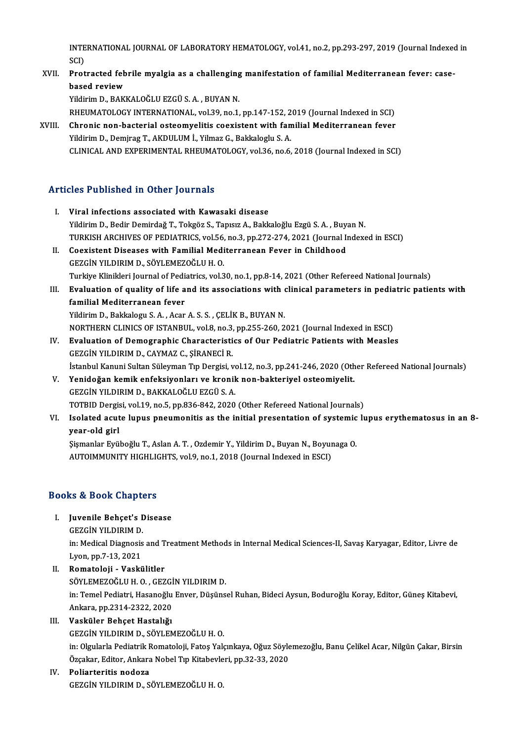INTERNATIONAL JOURNAL OF LABORATORY HEMATOLOGY, vol.41, no.2, pp.293-297, 2019 (Journal Indexed in SCI)

XVII. **Protracted febrile myalgia as a challenging manifestation of familial Mediterranean fever: case-based review**
Yildirim D., BAKKALOĞLU EZGÜ S. A. , BUYAN N.
RHEUMATOLOGY INTERNATIONAL, vol.39, no.1, pp.147-152, 2019 (Journal Indexed in SCI)

XVIII. **Chronic non-bacterial osteomyelitis coexistent with familial Mediterranean fever**
Yildirim D., Demjrag T., AKDULUM İ., Yilmaz G., Bakkaloglu S. A.
CLINICAL AND EXPERIMENTAL RHEUMATOLOGY, vol.36, no.6, 2018 (Journal Indexed in SCI)

## Articles Published in Other Journals

I. **Viral infections associated with Kawasaki disease**
Yildirim D., Bedir Demirdağ T., Tokgöz S., Tapısız A., Bakkaloğlu Ezgü S. A. , Buyan N.
TURKISH ARCHIVES OF PEDIATRICS, vol.56, no.3, pp.272-274, 2021 (Journal Indexed in ESCI)

II. **Coexistent Diseases with Familial Mediterranean Fever in Childhood**
GEZGİN YILDIRIM D., SÖYLEMEZOĞLU H. O.
Turkiye Klinikleri Journal of Pediatrics, vol.30, no.1, pp.8-14, 2021 (Other Refereed National Journals)

III. **Evaluation of quality of life and its associations with clinical parameters in pediatric patients with familial Mediterranean fever**
Yildirim D., Bakkalogu S. A. , Acar A. S. S. , ÇELİK B., BUYAN N.
NORTHERN CLINICS OF ISTANBUL, vol.8, no.3, pp.255-260, 2021 (Journal Indexed in ESCI)

IV. **Evaluation of Demographic Characteristics of Our Pediatric Patients with Measles**
GEZGİN YILDIRIM D., CAYMAZ C., ŞİRANECİ R.
İstanbul Kanuni Sultan Süleyman Tıp Dergisi, vol.12, no.3, pp.241-246, 2020 (Other Refereed National Journals)

V. **Yenidoğan kemik enfeksiyonları ve kronik non-bakteriyel osteomiyelit.**
GEZGİN YILDIRIM D., BAKKALOĞLU EZGÜ S. A.
TOTBID Dergisi, vol.19, no.5, pp.836-842, 2020 (Other Refereed National Journals)

VI. **Isolated acute lupus pneumonitis as the initial presentation of systemic lupus erythematosus in an 8-year-old girl**
Şişmanlar Eyüboğlu T., Aslan A. T. , Ozdemir Y., Yildirim D., Buyan N., Boyunaga O.
AUTOIMMUNITY HIGHLIGHTS, vol.9, no.1, 2018 (Journal Indexed in ESCI)

## Books & Book Chapters

I. **Juvenile Behçet's Disease**
GEZGİN YILDIRIM D.
in: Medical Diagnosis and Treatment Methods in Internal Medical Sciences-II, Savaş Karyagar, Editor, Livre de Lyon, pp.7-13, 2021

II. **Romatoloji - Vaskülitler**
SÖYLEMEZOĞLU H. O. , GEZGİN YILDIRIM D.
in: Temel Pediatri, Hasanoğlu Enver, Düşünsel Ruhan, Bideci Aysun, Boduroğlu Koray, Editor, Güneş Kitabevi, Ankara, pp.2314-2322, 2020

III. **Vasküler Behçet Hastalığı**
GEZGİN YILDIRIM D., SÖYLEMEZOĞLU H. O.
in: Olgularla Pediatrik Romatoloji, Fatoş Yalçınkaya, Oğuz Söylemezoğlu, Banu Çelikel Acar, Nilgün Çakar, Birsin Özçakar, Editor, Ankara Nobel Tıp Kitabevleri, pp.32-33, 2020

IV. **Poliarteritis nodoza**
GEZGİN YILDIRIM D., SÖYLEMEZOĞLU H. O.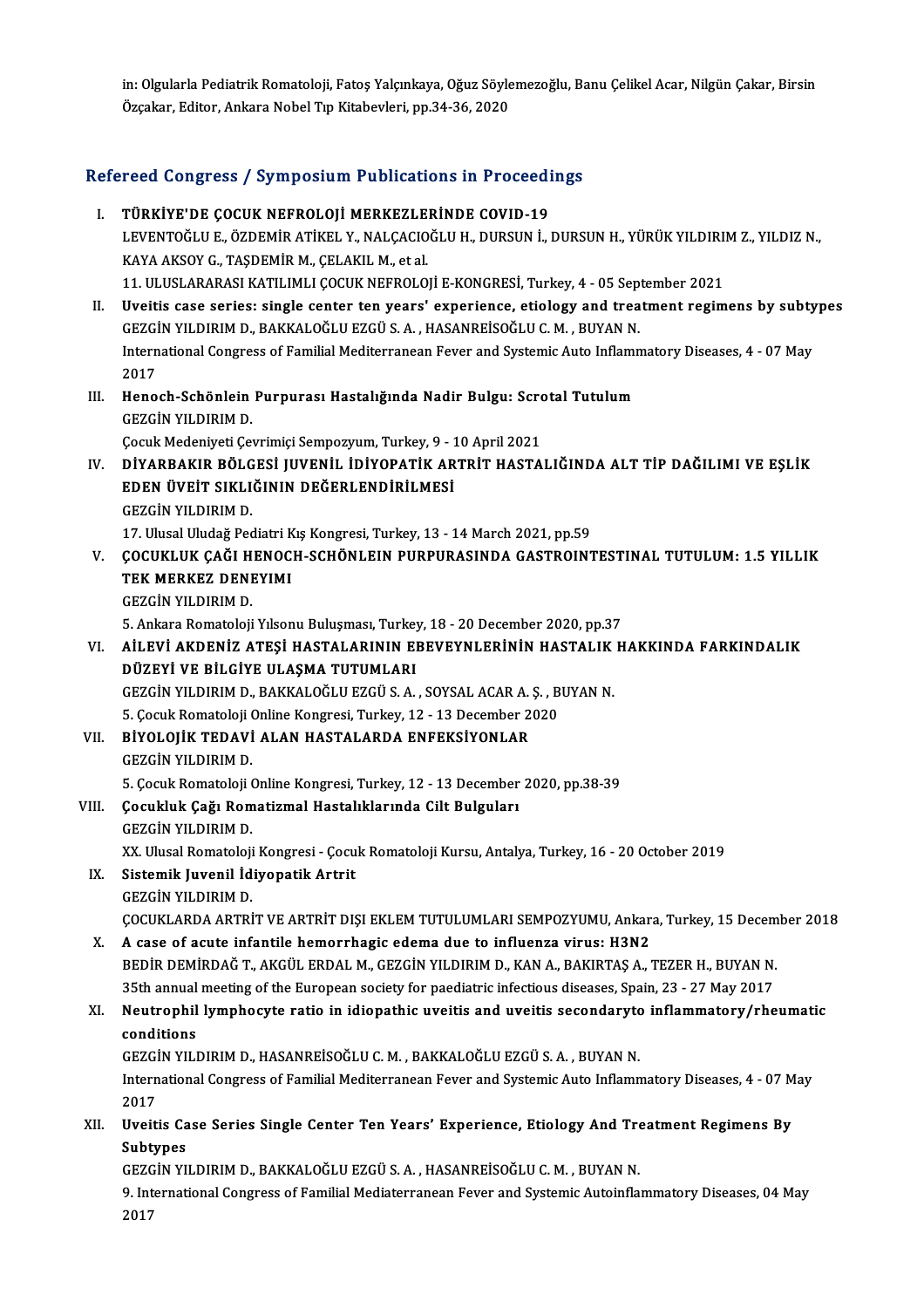in: Olgularla Pediatrik Romatoloji, Fatoş Yalçınkaya, Oğuz Söylemezoğlu, Banu Çelikel Acar, Nilgün Çakar, Birsin Özçakar, Editor, Ankara Nobel Tıp Kitabevleri, pp.34-36, 2020

## Refereed Congress / Symposium Publications in Proceedings

I. **TÜRKİYE'DE ÇOCUK NEFROLOJİ MERKEZLERİNDE COVID-19**
LEVENTOĞLU E., ÖZDEMİR ATİKEL Y., NALÇACIOĞLU H., DURSUN İ., DURSUN H., YÜRÜK YILDIRIM Z., YILDIZ N., KAYA AKSOY G., TAŞDEMİR M., ÇELAKIL M., et al.
11. ULUSLARARASI KATILIMLI ÇOCUK NEFROLOJİ E-KONGRESİ, Turkey, 4 - 05 September 2021

II. **Uveitis case series: single center ten years' experience, etiology and treatment regimens by subtypes**
GEZGİN YILDIRIM D., BAKKALOĞLU EZGÜ S. A. , HASANREİSOĞLU C. M. , BUYAN N.
International Congress of Familial Mediterranean Fever and Systemic Auto Inflammatory Diseases, 4 - 07 May 2017

III. **Henoch-Schönlein Purpurası Hastalığında Nadir Bulgu: Scrotal Tutulum**
GEZGİN YILDIRIM D.
Çocuk Medeniyeti Çevrimiçi Sempozyum, Turkey, 9 - 10 April 2021

IV. **DİYARBAKIR BÖLGESİ JUVENİL İDİYOPATİK ARTRİT HASTALIĞINDA ALT TİP DAĞILIMI VE EŞLİK EDEN ÜVEİT SIKLIĞININ DEĞERLENDİRİLMESİ**
GEZGİN YILDIRIM D.
17. Ulusal Uludağ Pediatri Kış Kongresi, Turkey, 13 - 14 March 2021, pp.59

V. **ÇOCUKLUK ÇAĞI HENOCH-SCHÖNLEIN PURPURASINDA GASTROINTESTINAL TUTULUM: 1.5 YILLIK TEK MERKEZ DENEYIMI**
GEZGİN YILDIRIM D.
5. Ankara Romatoloji Yılsonu Buluşması, Turkey, 18 - 20 December 2020, pp.37

VI. **AİLEVİ AKDENİZ ATEŞİ HASTALARININ EBEVEYNLERİNİN HASTALIK HAKKINDA FARKINDALIK DÜZEYİ VE BİLGİYE ULAŞMA TUTUMLARI**
GEZGİN YILDIRIM D., BAKKALOĞLU EZGÜ S. A. , SOYSAL ACAR A. Ş. , BUYAN N.
5. Çocuk Romatoloji Online Kongresi, Turkey, 12 - 13 December 2020

VII. **BİYOLOJİK TEDAVİ ALAN HASTALARDA ENFEKSİYONLAR**
GEZGİN YILDIRIM D.
5. Çocuk Romatoloji Online Kongresi, Turkey, 12 - 13 December 2020, pp.38-39

VIII. **Çocukluk Çağı Romatizmal Hastalıklarında Cilt Bulguları**
GEZGİN YILDIRIM D.
XX. Ulusal Romatoloji Kongresi - Çocuk Romatoloji Kursu, Antalya, Turkey, 16 - 20 October 2019

IX. **Sistemik Juvenil İdiyopatik Artrit**
GEZGİN YILDIRIM D.
ÇOCUKLARDA ARTRİT VE ARTRİT DIŞI EKLEM TUTULUMLARI SEMPOZYUMU, Ankara, Turkey, 15 December 2018

X. **A case of acute infantile hemorrhagic edema due to influenza virus: H3N2**
BEDİR DEMİRDAĞ T., AKGÜL ERDAL M., GEZGİN YILDIRIM D., KAN A., BAKIRTAŞ A., TEZER H., BUYAN N.
35th annual meeting of the European society for paediatric infectious diseases, Spain, 23 - 27 May 2017

XI. **Neutrophil lymphocyte ratio in idiopathic uveitis and uveitis secondaryto inflammatory/rheumatic conditions**
GEZGİN YILDIRIM D., HASANREİSOĞLU C. M. , BAKKALOĞLU EZGÜ S. A. , BUYAN N.
International Congress of Familial Mediterranean Fever and Systemic Auto Inflammatory Diseases, 4 - 07 May 2017

XII. **Uveitis Case Series Single Center Ten Years' Experience, Etiology And Treatment Regimens By Subtypes**
GEZGİN YILDIRIM D., BAKKALOĞLU EZGÜ S. A. , HASANREİSOĞLU C. M. , BUYAN N.
9. International Congress of Familial Mediaterranean Fever and Systemic Autoinflammatory Diseases, 04 May 2017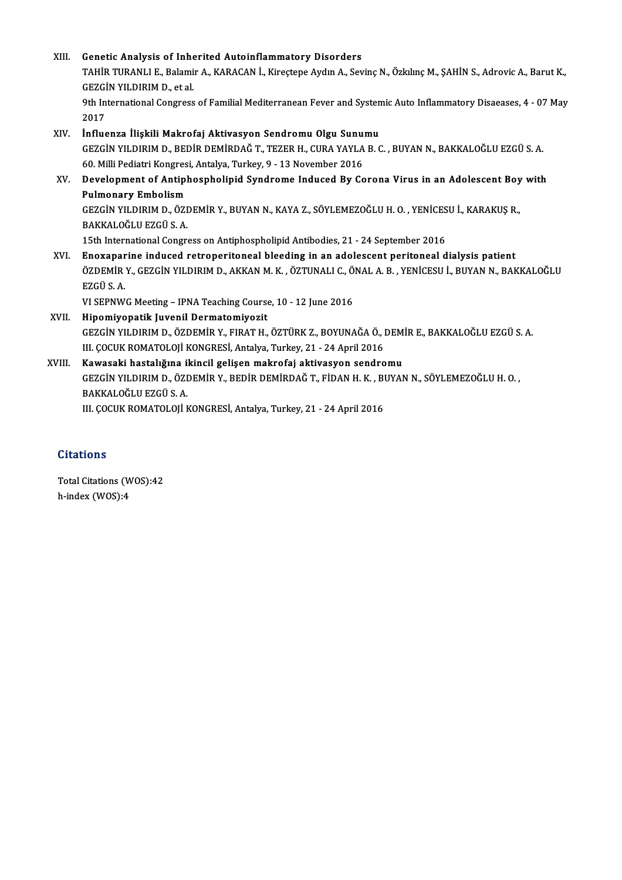XIII. **Genetic Analysis of Inherited Autoinflammatory Disorders**
TAHİR TURANLI E., Balamir A., KARACAN İ., Kireçtepe Aydın A., Sevinç N., Özkılınç M., ŞAHİN S., Adrovic A., Barut K., GEZGİN YILDIRIM D., et al.
9th International Congress of Familial Mediterranean Fever and Systemic Auto Inflammatory Disaeases, 4 - 07 May 2017

XIV. **İnfluenza İlişkili Makrofaj Aktivasyon Sendromu Olgu Sunumu**
GEZGİN YILDIRIM D., BEDİR DEMİRDAĞ T., TEZER H., CURA YAYLA B. C. , BUYAN N., BAKKALOĞLU EZGÜ S. A.
60. Milli Pediatri Kongresi, Antalya, Turkey, 9 - 13 November 2016

XV. **Development of Antiphospholipid Syndrome Induced By Corona Virus in an Adolescent Boy with Pulmonary Embolism**
GEZGİN YILDIRIM D., ÖZDEMİR Y., BUYAN N., KAYA Z., SÖYLEMEZOĞLU H. O. , YENİCESU İ., KARAKUŞ R., BAKKALOĞLU EZGÜ S. A.
15th International Congress on Antiphospholipid Antibodies, 21 - 24 September 2016

XVI. **Enoxaparine induced retroperitoneal bleeding in an adolescent peritoneal dialysis patient**
ÖZDEMİR Y., GEZGİN YILDIRIM D., AKKAN M. K. , ÖZTUNALI C., ÖNAL A. B. , YENİCESU İ., BUYAN N., BAKKALOĞLU EZGÜ S. A.
VI SEPNWG Meeting – IPNA Teaching Course, 10 - 12 June 2016

XVII. **Hipomiyopatik Juvenil Dermatomiyozit**
GEZGİN YILDIRIM D., ÖZDEMİR Y., FIRAT H., ÖZTÜRK Z., BOYUNAĞA Ö., DEMİR E., BAKKALOĞLU EZGÜ S. A.
III. ÇOCUK ROMATOLOJİ KONGRESİ, Antalya, Turkey, 21 - 24 April 2016

XVIII. **Kawasaki hastalığına ikincil gelişen makrofaj aktivasyon sendromu**
GEZGİN YILDIRIM D., ÖZDEMİR Y., BEDİR DEMİRDAĞ T., FİDAN H. K. , BUYAN N., SÖYLEMEZOĞLU H. O. , BAKKALOĞLU EZGÜ S. A.
III. ÇOCUK ROMATOLOJİ KONGRESİ, Antalya, Turkey, 21 - 24 April 2016

## Citations

Total Citations (WOS):42
h-index (WOS):4